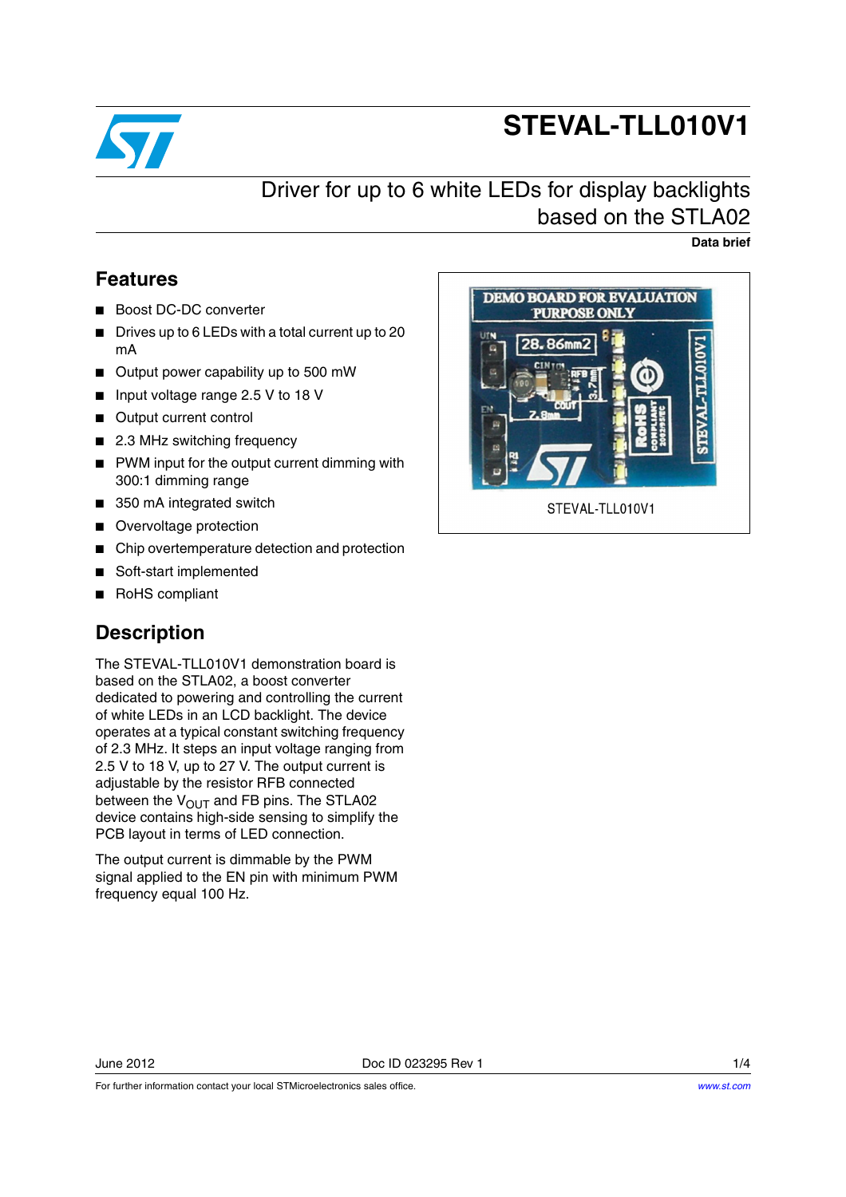# STEVAL-TLL010V1

## Driver for up to 6 white LEDs for display backlights based on the STLA02

**Data brief**

## Features

- Boost DC-DC converter
- Drives up to 6 LEDs with a total current up to 20 mA
- Output power capability up to 500 mW
- Input voltage range 2.5 V to 18 V
- Output current control
- 2.3 MHz switching frequency
- PWM input for the output current dimming with 300:1 dimming range
- 350 mA integrated switch
- Overvoltage protection
- Chip overtemperature detection and protection
- Soft-start implemented
- RoHS compliant

STEVAL-TLL010V1

## Description

The STEVAL-TLL010V1 demonstration board is based on the STLA02, a boost converter dedicated to powering and controlling the current of white LEDs in an LCD backlight. The device operates at a typical constant switching frequency of 2.3 MHz. It steps an input voltage ranging from 2.5 V to 18 V, up to 27 V. The output current is adjustable by the resistor RFB connected between the $V_{OUT}$ and FB pins. The STLA02 device contains high-side sensing to simplify the PCB layout in terms of LED connection.

The output current is dimmable by the PWM signal applied to the EN pin with minimum PWM frequency equal 100 Hz.

June 2012 Doc ID 023295 Rev 1

For further information contact your local STMicroelectronics sales office. www.st.com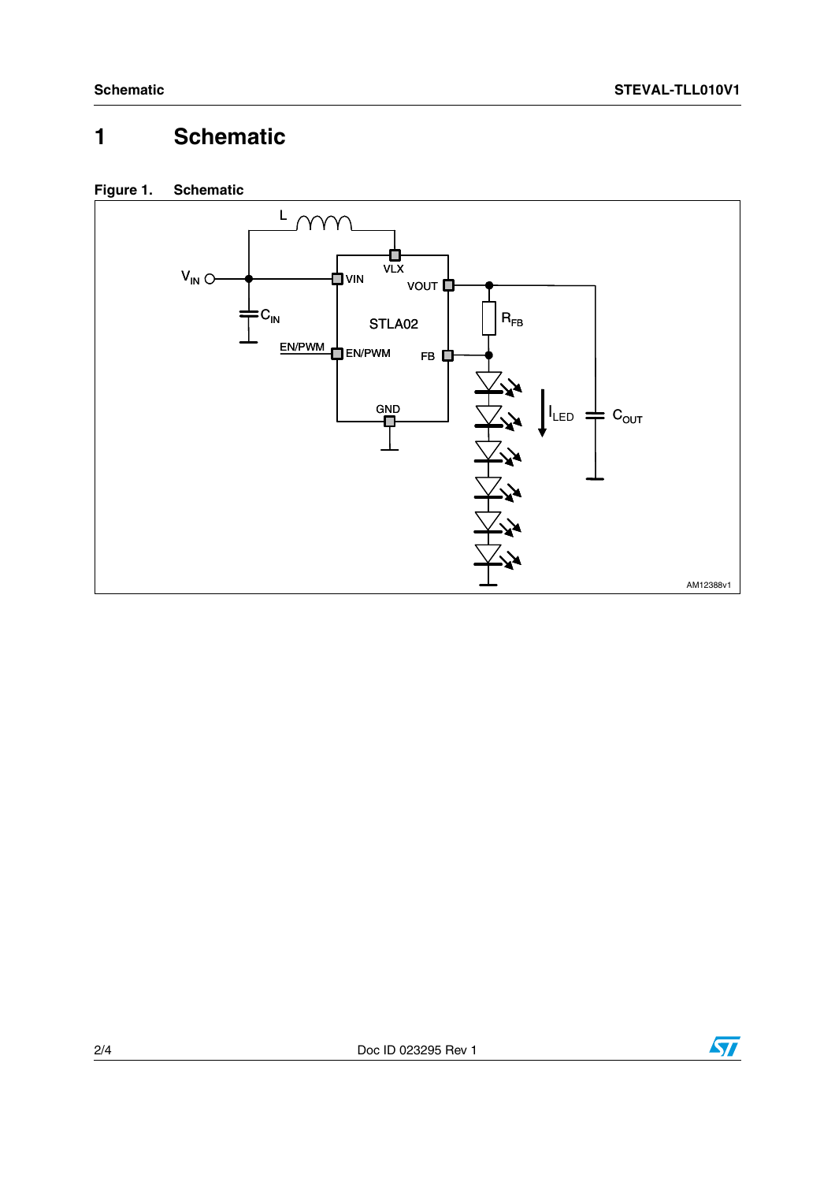# 1 Schematic

**Figure 1. Schematic**

L

$V_{IN}$

$C_{IN}$

EN/PWM

VLX

VIN

VOUT

STLA02

EN/PWM

FB

GND

$R_{FB}$

$I_{LED}$

$C_{OUT}$

AM12388v1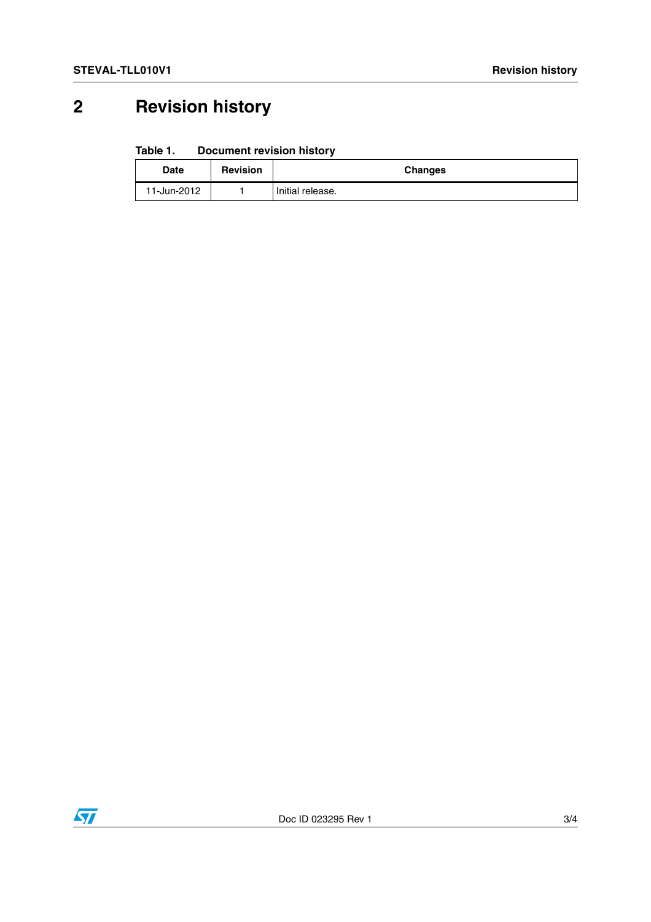# 2 Revision history

**Table 1. Document revision history**

| Date | Revision | Changes |
|---|---|---|
| 11-Jun-2012 | 1 | Initial release. |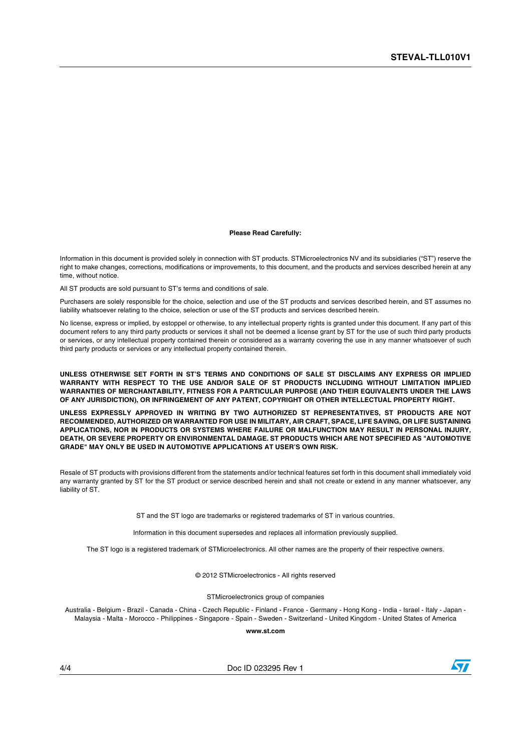**Please Read Carefully:**

Information in this document is provided solely in connection with ST products. STMicroelectronics NV and its subsidiaries ("ST") reserve the right to make changes, corrections, modifications or improvements, to this document, and the products and services described herein at any time, without notice.

All ST products are sold pursuant to ST's terms and conditions of sale.

Purchasers are solely responsible for the choice, selection and use of the ST products and services described herein, and ST assumes no liability whatsoever relating to the choice, selection or use of the ST products and services described herein.

No license, express or implied, by estoppel or otherwise, to any intellectual property rights is granted under this document. If any part of this document refers to any third party products or services it shall not be deemed a license grant by ST for the use of such third party products or services, or any intellectual property contained therein or considered as a warranty covering the use in any manner whatsoever of such third party products or services or any intellectual property contained therein.

**UNLESS OTHERWISE SET FORTH IN ST'S TERMS AND CONDITIONS OF SALE ST DISCLAIMS ANY EXPRESS OR IMPLIED WARRANTY WITH RESPECT TO THE USE AND/OR SALE OF ST PRODUCTS INCLUDING WITHOUT LIMITATION IMPLIED WARRANTIES OF MERCHANTABILITY, FITNESS FOR A PARTICULAR PURPOSE (AND THEIR EQUIVALENTS UNDER THE LAWS OF ANY JURISDICTION), OR INFRINGEMENT OF ANY PATENT, COPYRIGHT OR OTHER INTELLECTUAL PROPERTY RIGHT.**

**UNLESS EXPRESSLY APPROVED IN WRITING BY TWO AUTHORIZED ST REPRESENTATIVES, ST PRODUCTS ARE NOT RECOMMENDED, AUTHORIZED OR WARRANTED FOR USE IN MILITARY, AIR CRAFT, SPACE, LIFE SAVING, OR LIFE SUSTAINING APPLICATIONS, NOR IN PRODUCTS OR SYSTEMS WHERE FAILURE OR MALFUNCTION MAY RESULT IN PERSONAL INJURY, DEATH, OR SEVERE PROPERTY OR ENVIRONMENTAL DAMAGE. ST PRODUCTS WHICH ARE NOT SPECIFIED AS "AUTOMOTIVE GRADE" MAY ONLY BE USED IN AUTOMOTIVE APPLICATIONS AT USER'S OWN RISK.**

Resale of ST products with provisions different from the statements and/or technical features set forth in this document shall immediately void any warranty granted by ST for the ST product or service described herein and shall not create or extend in any manner whatsoever, any liability of ST.

ST and the ST logo are trademarks or registered trademarks of ST in various countries.

Information in this document supersedes and replaces all information previously supplied.

The ST logo is a registered trademark of STMicroelectronics. All other names are the property of their respective owners.

© 2012 STMicroelectronics - All rights reserved

STMicroelectronics group of companies

Australia - Belgium - Brazil - Canada - China - Czech Republic - Finland - France - Germany - Hong Kong - India - Israel - Italy - Japan - Malaysia - Malta - Morocco - Philippines - Singapore - Spain - Sweden - Switzerland - United Kingdom - United States of America

**www.st.com**